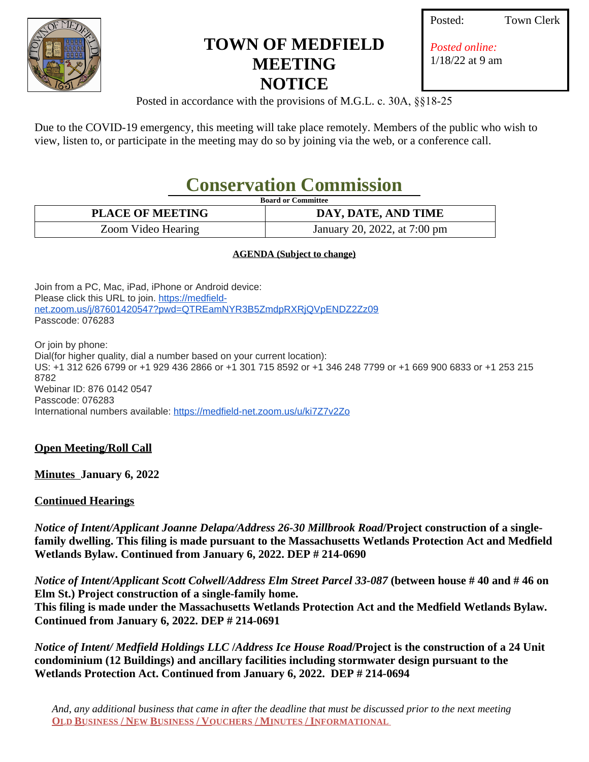# TOWN OF MEDFIELD MEETING NOTICE

Posted: Town Clerk

*Posted online:* 1/18/22 at 9 am

Posted in accordance with the provisions of M.G.L. c. 30A, §§18-25

Due to the COVID-19 emergency, this meeting will take place remotely. Members of the public who wish to view, listen to, or participate in the meeting may do so by joining via the web, or a conference call.

## Conservation Commission

Board or Committee

| PLACE OF MEETING | DAY, DATE, AND TIME |
| --- | --- |
| Zoom Video Hearing | January 20, 2022, at 7:00 pm |

**AGENDA (Subject to change)**

Join from a PC, Mac, iPad, iPhone or Android device:
Please click this URL to join. https://medfield-net.zoom.us/j/87601420547?pwd=QTREamNYR3B5ZmdpRXRjQVpENDZ2Zz09
Passcode: 076283

Or join by phone:
Dial(for higher quality, dial a number based on your current location):
US: +1 312 626 6799 or +1 929 436 2866 or +1 301 715 8592 or +1 346 248 7799 or +1 669 900 6833 or +1 253 215 8782
Webinar ID: 876 0142 0547
Passcode: 076283
International numbers available: https://medfield-net.zoom.us/u/ki7Z7v2Zo

**Open Meeting/Roll Call**

**Minutes January 6, 2022**

**Continued Hearings**

***Notice of Intent/Applicant Joanne Delapa/Address 26-30 Millbrook Road*/Project construction of a single-family dwelling. This filing is made pursuant to the Massachusetts Wetlands Protection Act and Medfield Wetlands Bylaw. Continued from January 6, 2022. DEP # 214-0690**

***Notice of Intent/Applicant Scott Colwell/Address Elm Street Parcel 33-087* (between house # 40 and # 46 on Elm St.) Project construction of a single-family home.**
**This filing is made under the Massachusetts Wetlands Protection Act and the Medfield Wetlands Bylaw. Continued from January 6, 2022. DEP # 214-0691**

***Notice of Intent/ Medfield Holdings LLC /Address Ice House Road*/Project is the construction of a 24 Unit condominium (12 Buildings) and ancillary facilities including stormwater design pursuant to the Wetlands Protection Act. Continued from January 6, 2022. DEP # 214-0694**

*And, any additional business that came in after the deadline that must be discussed prior to the next meeting*
**OLD BUSINESS / NEW BUSINESS / VOUCHERS / MINUTES / INFORMATIONAL**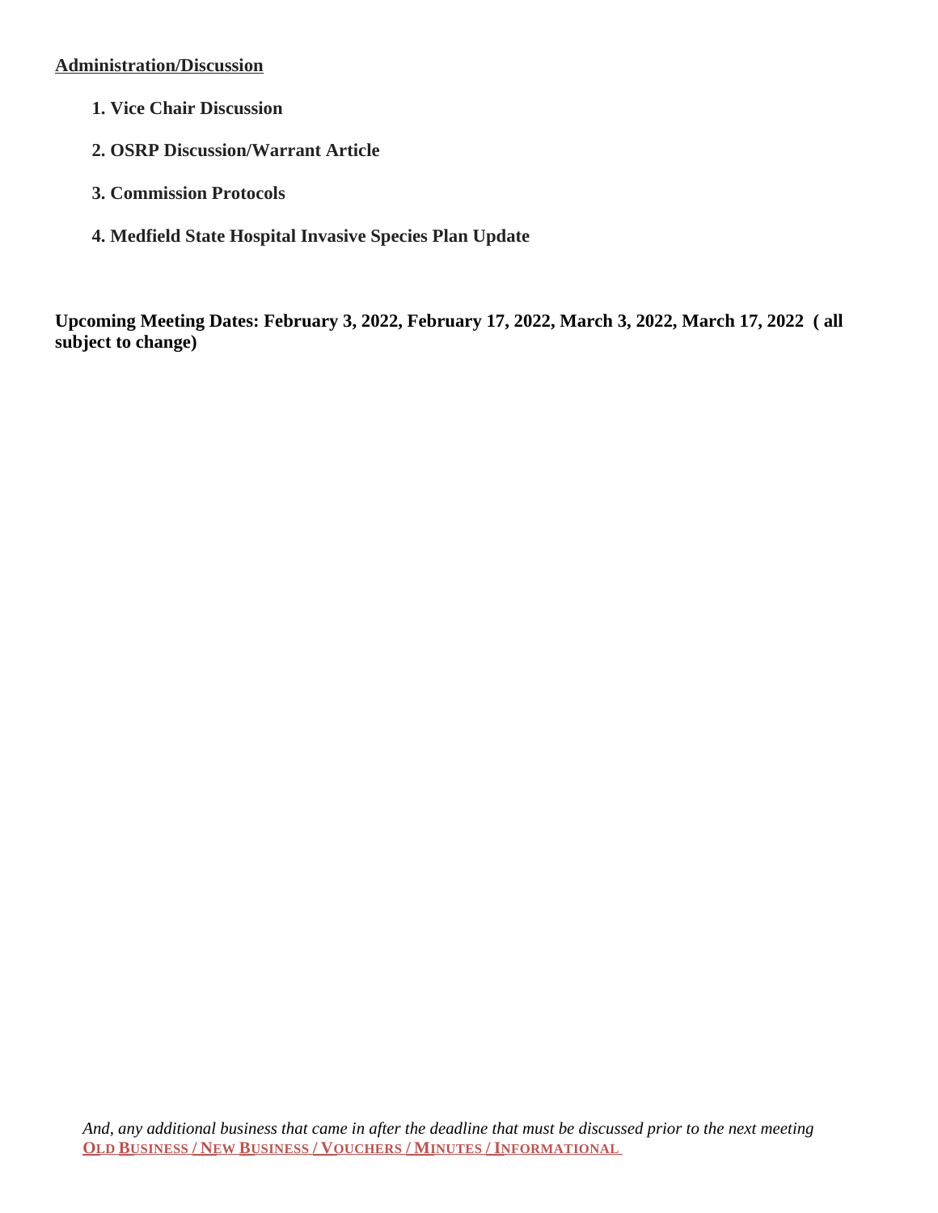**Administration/Discussion**

1. **Vice Chair Discussion**
2. **OSRP Discussion/Warrant Article**
3. **Commission Protocols**
4. **Medfield State Hospital Invasive Species Plan Update**

**Upcoming Meeting Dates: February 3, 2022, February 17, 2022, March 3, 2022, March 17, 2022 ( all subject to change)**

*And, any additional business that came in after the deadline that must be discussed prior to the next meeting*

**OLD BUSINESS / NEW BUSINESS / VOUCHERS / MINUTES / INFORMATIONAL**